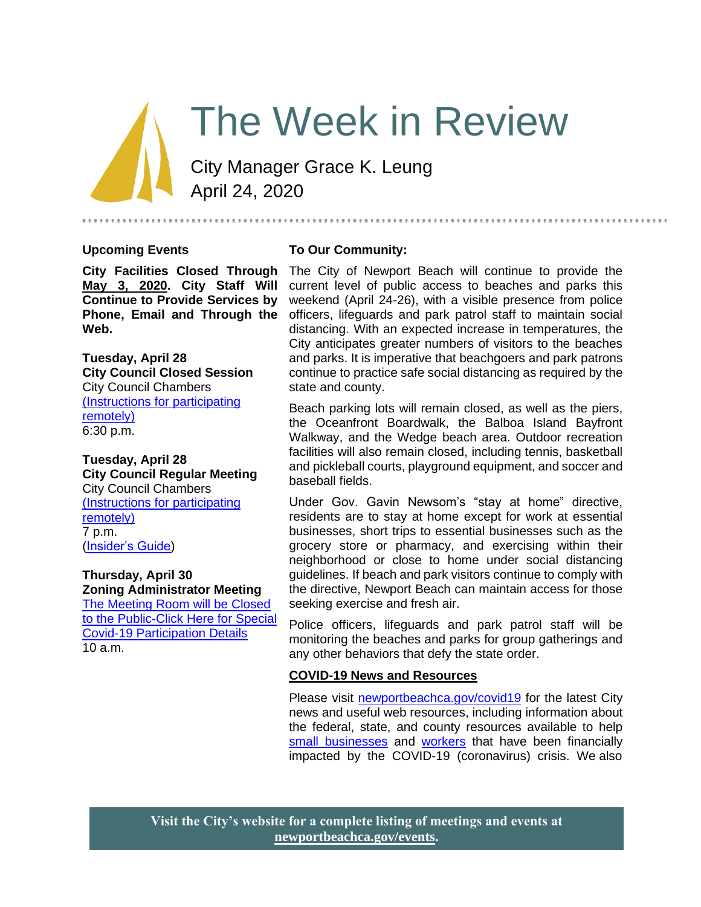# The Week in Review

City Manager Grace K. Leung
April 24, 2020

## Upcoming Events

**City Facilities Closed Through May 3, 2020. City Staff Will Continue to Provide Services by Phone, Email and Through the Web.**

**Tuesday, April 28**
**City Council Closed Session**
City Council Chambers
(Instructions for participating remotely)
6:30 p.m.

**Tuesday, April 28**
**City Council Regular Meeting**
City Council Chambers
(Instructions for participating remotely)
7 p.m.
(Insider's Guide)

**Thursday, April 30**
**Zoning Administrator Meeting**
The Meeting Room will be Closed to the Public-Click Here for Special Covid-19 Participation Details
10 a.m.

## To Our Community:

The City of Newport Beach will continue to provide the current level of public access to beaches and parks this weekend (April 24-26), with a visible presence from police officers, lifeguards and park patrol staff to maintain social distancing. With an expected increase in temperatures, the City anticipates greater numbers of visitors to the beaches and parks. It is imperative that beachgoers and park patrons continue to practice safe social distancing as required by the state and county.

Beach parking lots will remain closed, as well as the piers, the Oceanfront Boardwalk, the Balboa Island Bayfront Walkway, and the Wedge beach area. Outdoor recreation facilities will also remain closed, including tennis, basketball and pickleball courts, playground equipment, and soccer and baseball fields.

Under Gov. Gavin Newsom's "stay at home" directive, residents are to stay at home except for work at essential businesses, short trips to essential businesses such as the grocery store or pharmacy, and exercising within their neighborhood or close to home under social distancing guidelines. If beach and park visitors continue to comply with the directive, Newport Beach can maintain access for those seeking exercise and fresh air.

Police officers, lifeguards and park patrol staff will be monitoring the beaches and parks for group gatherings and any other behaviors that defy the state order.

### COVID-19 News and Resources

Please visit newportbeachca.gov/covid19 for the latest City news and useful web resources, including information about the federal, state, and county resources available to help small businesses and workers that have been financially impacted by the COVID-19 (coronavirus) crisis. We also

**Visit the City's website for a complete listing of meetings and events at newportbeachca.gov/events.**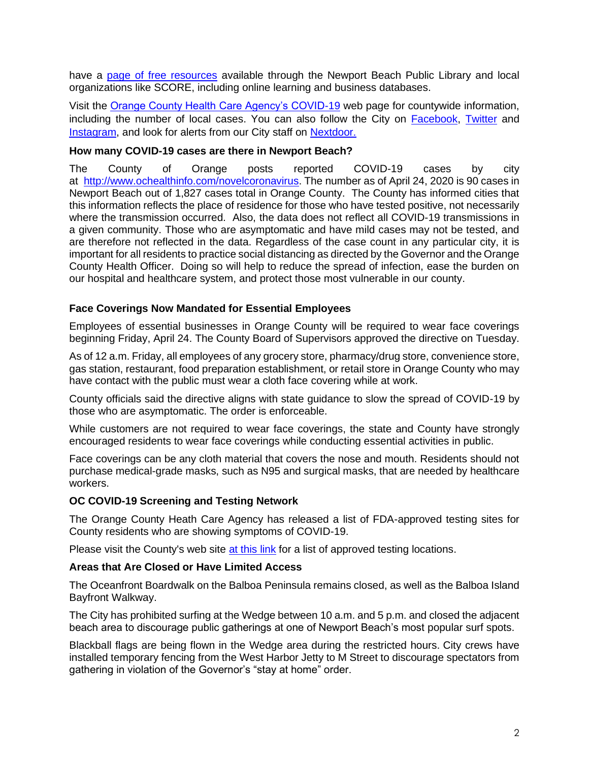have a [page of free resources](#) available through the Newport Beach Public Library and local organizations like SCORE, including online learning and business databases.

Visit the [Orange County Health Care Agency's COVID-19](#) web page for countywide information, including the number of local cases. You can also follow the City on [Facebook](#), [Twitter](#) and [Instagram](#), and look for alerts from our City staff on [Nextdoor.](#)

**How many COVID-19 cases are there in Newport Beach?**

The County of Orange posts reported COVID-19 cases by city at http://www.ochealthinfo.com/novelcoronavirus. The number as of April 24, 2020 is 90 cases in Newport Beach out of 1,827 cases total in Orange County. The County has informed cities that this information reflects the place of residence for those who have tested positive, not necessarily where the transmission occurred. Also, the data does not reflect all COVID-19 transmissions in a given community. Those who are asymptomatic and have mild cases may not be tested, and are therefore not reflected in the data. Regardless of the case count in any particular city, it is important for all residents to practice social distancing as directed by the Governor and the Orange County Health Officer. Doing so will help to reduce the spread of infection, ease the burden on our hospital and healthcare system, and protect those most vulnerable in our county.

**Face Coverings Now Mandated for Essential Employees**

Employees of essential businesses in Orange County will be required to wear face coverings beginning Friday, April 24. The County Board of Supervisors approved the directive on Tuesday.

As of 12 a.m. Friday, all employees of any grocery store, pharmacy/drug store, convenience store, gas station, restaurant, food preparation establishment, or retail store in Orange County who may have contact with the public must wear a cloth face covering while at work.

County officials said the directive aligns with state guidance to slow the spread of COVID-19 by those who are asymptomatic. The order is enforceable.

While customers are not required to wear face coverings, the state and County have strongly encouraged residents to wear face coverings while conducting essential activities in public.

Face coverings can be any cloth material that covers the nose and mouth. Residents should not purchase medical-grade masks, such as N95 and surgical masks, that are needed by healthcare workers.

**OC COVID-19 Screening and Testing Network**

The Orange County Heath Care Agency has released a list of FDA-approved testing sites for County residents who are showing symptoms of COVID-19.

Please visit the County's web site [at this link](#) for a list of approved testing locations.

**Areas that Are Closed or Have Limited Access**

The Oceanfront Boardwalk on the Balboa Peninsula remains closed, as well as the Balboa Island Bayfront Walkway.

The City has prohibited surfing at the Wedge between 10 a.m. and 5 p.m. and closed the adjacent beach area to discourage public gatherings at one of Newport Beach's most popular surf spots.

Blackball flags are being flown in the Wedge area during the restricted hours. City crews have installed temporary fencing from the West Harbor Jetty to M Street to discourage spectators from gathering in violation of the Governor's "stay at home" order.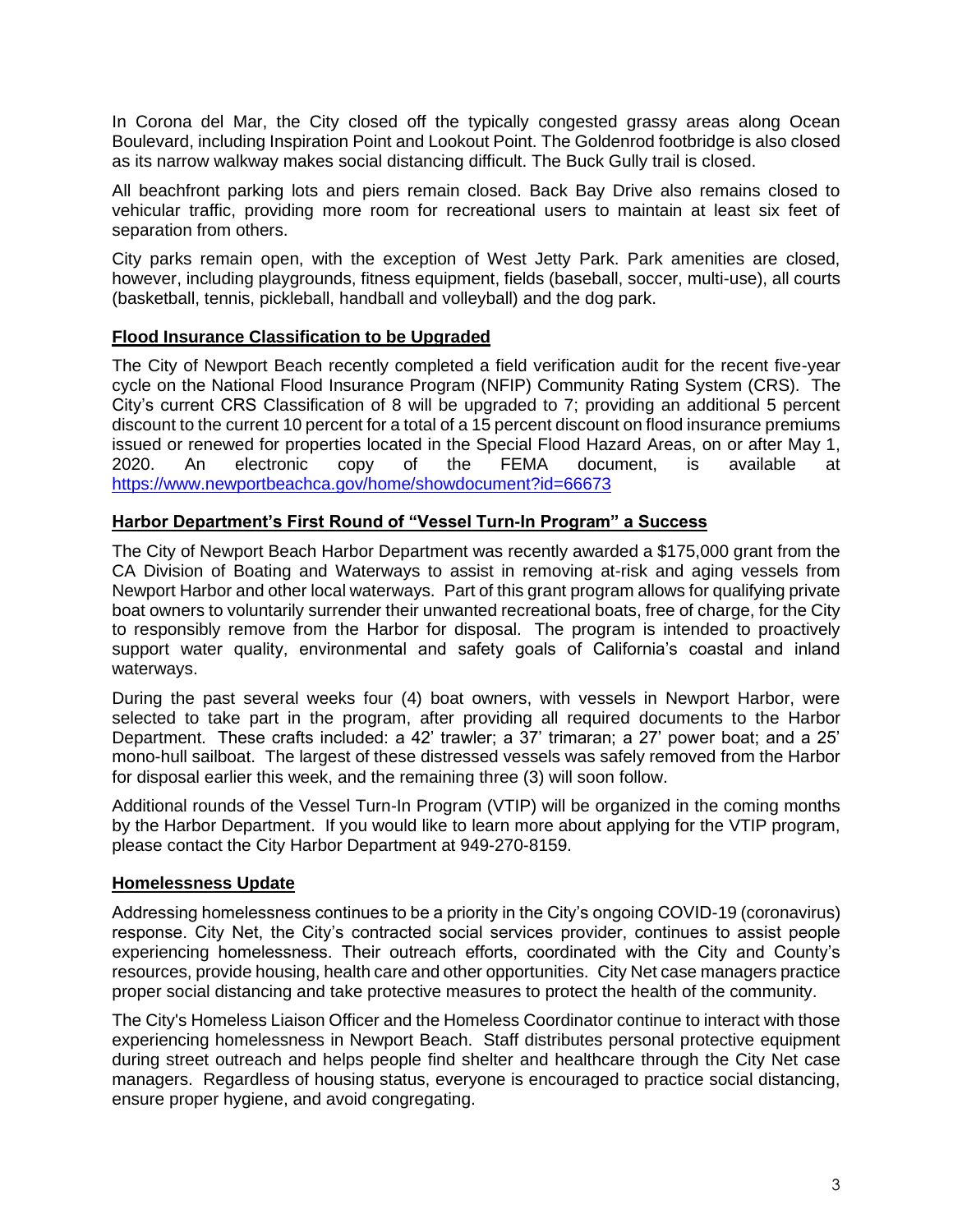In Corona del Mar, the City closed off the typically congested grassy areas along Ocean Boulevard, including Inspiration Point and Lookout Point. The Goldenrod footbridge is also closed as its narrow walkway makes social distancing difficult. The Buck Gully trail is closed.

All beachfront parking lots and piers remain closed. Back Bay Drive also remains closed to vehicular traffic, providing more room for recreational users to maintain at least six feet of separation from others.

City parks remain open, with the exception of West Jetty Park. Park amenities are closed, however, including playgrounds, fitness equipment, fields (baseball, soccer, multi-use), all courts (basketball, tennis, pickleball, handball and volleyball) and the dog park.

## Flood Insurance Classification to be Upgraded

The City of Newport Beach recently completed a field verification audit for the recent five-year cycle on the National Flood Insurance Program (NFIP) Community Rating System (CRS). The City's current CRS Classification of 8 will be upgraded to 7; providing an additional 5 percent discount to the current 10 percent for a total of a 15 percent discount on flood insurance premiums issued or renewed for properties located in the Special Flood Hazard Areas, on or after May 1, 2020. An electronic copy of the FEMA document, is available at https://www.newportbeachca.gov/home/showdocument?id=66673

## Harbor Department's First Round of "Vessel Turn-In Program" a Success

The City of Newport Beach Harbor Department was recently awarded a $175,000 grant from the CA Division of Boating and Waterways to assist in removing at-risk and aging vessels from Newport Harbor and other local waterways. Part of this grant program allows for qualifying private boat owners to voluntarily surrender their unwanted recreational boats, free of charge, for the City to responsibly remove from the Harbor for disposal. The program is intended to proactively support water quality, environmental and safety goals of California's coastal and inland waterways.

During the past several weeks four (4) boat owners, with vessels in Newport Harbor, were selected to take part in the program, after providing all required documents to the Harbor Department. These crafts included: a 42' trawler; a 37' trimaran; a 27' power boat; and a 25' mono-hull sailboat. The largest of these distressed vessels was safely removed from the Harbor for disposal earlier this week, and the remaining three (3) will soon follow.

Additional rounds of the Vessel Turn-In Program (VTIP) will be organized in the coming months by the Harbor Department. If you would like to learn more about applying for the VTIP program, please contact the City Harbor Department at 949-270-8159.

## Homelessness Update

Addressing homelessness continues to be a priority in the City's ongoing COVID-19 (coronavirus) response. City Net, the City's contracted social services provider, continues to assist people experiencing homelessness. Their outreach efforts, coordinated with the City and County's resources, provide housing, health care and other opportunities. City Net case managers practice proper social distancing and take protective measures to protect the health of the community.

The City's Homeless Liaison Officer and the Homeless Coordinator continue to interact with those experiencing homelessness in Newport Beach. Staff distributes personal protective equipment during street outreach and helps people find shelter and healthcare through the City Net case managers. Regardless of housing status, everyone is encouraged to practice social distancing, ensure proper hygiene, and avoid congregating.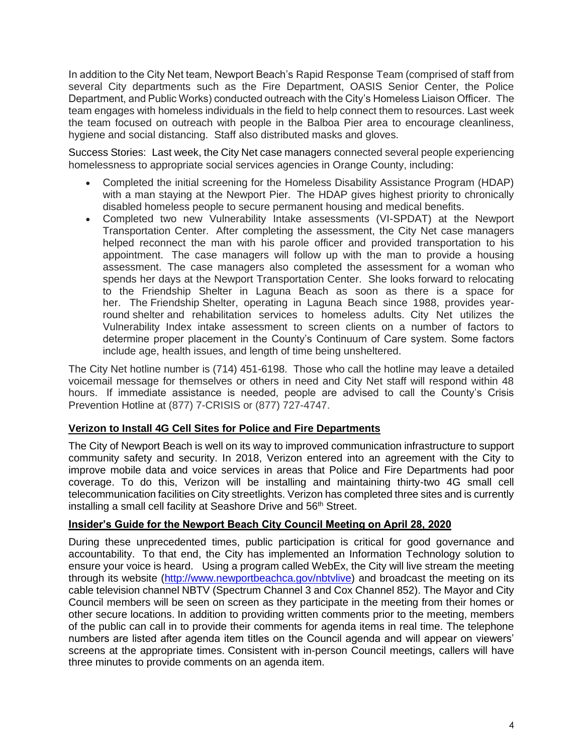In addition to the City Net team, Newport Beach's Rapid Response Team (comprised of staff from several City departments such as the Fire Department, OASIS Senior Center, the Police Department, and Public Works) conducted outreach with the City's Homeless Liaison Officer. The team engages with homeless individuals in the field to help connect them to resources. Last week the team focused on outreach with people in the Balboa Pier area to encourage cleanliness, hygiene and social distancing. Staff also distributed masks and gloves.

Success Stories: Last week, the City Net case managers connected several people experiencing homelessness to appropriate social services agencies in Orange County, including:

- Completed the initial screening for the Homeless Disability Assistance Program (HDAP) with a man staying at the Newport Pier. The HDAP gives highest priority to chronically disabled homeless people to secure permanent housing and medical benefits.
- Completed two new Vulnerability Intake assessments (VI-SPDAT) at the Newport Transportation Center. After completing the assessment, the City Net case managers helped reconnect the man with his parole officer and provided transportation to his appointment. The case managers will follow up with the man to provide a housing assessment. The case managers also completed the assessment for a woman who spends her days at the Newport Transportation Center. She looks forward to relocating to the Friendship Shelter in Laguna Beach as soon as there is a space for her. The Friendship Shelter, operating in Laguna Beach since 1988, provides year-round shelter and rehabilitation services to homeless adults. City Net utilizes the Vulnerability Index intake assessment to screen clients on a number of factors to determine proper placement in the County's Continuum of Care system. Some factors include age, health issues, and length of time being unsheltered.

The City Net hotline number is (714) 451-6198. Those who call the hotline may leave a detailed voicemail message for themselves or others in need and City Net staff will respond within 48 hours. If immediate assistance is needed, people are advised to call the County's Crisis Prevention Hotline at (877) 7-CRISIS or (877) 727-4747.

## Verizon to Install 4G Cell Sites for Police and Fire Departments

The City of Newport Beach is well on its way to improved communication infrastructure to support community safety and security. In 2018, Verizon entered into an agreement with the City to improve mobile data and voice services in areas that Police and Fire Departments had poor coverage. To do this, Verizon will be installing and maintaining thirty-two 4G small cell telecommunication facilities on City streetlights. Verizon has completed three sites and is currently installing a small cell facility at Seashore Drive and 56th Street.

## Insider's Guide for the Newport Beach City Council Meeting on April 28, 2020

During these unprecedented times, public participation is critical for good governance and accountability. To that end, the City has implemented an Information Technology solution to ensure your voice is heard. Using a program called WebEx, the City will live stream the meeting through its website (http://www.newportbeachca.gov/nbtvlive) and broadcast the meeting on its cable television channel NBTV (Spectrum Channel 3 and Cox Channel 852). The Mayor and City Council members will be seen on screen as they participate in the meeting from their homes or other secure locations. In addition to providing written comments prior to the meeting, members of the public can call in to provide their comments for agenda items in real time. The telephone numbers are listed after agenda item titles on the Council agenda and will appear on viewers' screens at the appropriate times. Consistent with in-person Council meetings, callers will have three minutes to provide comments on an agenda item.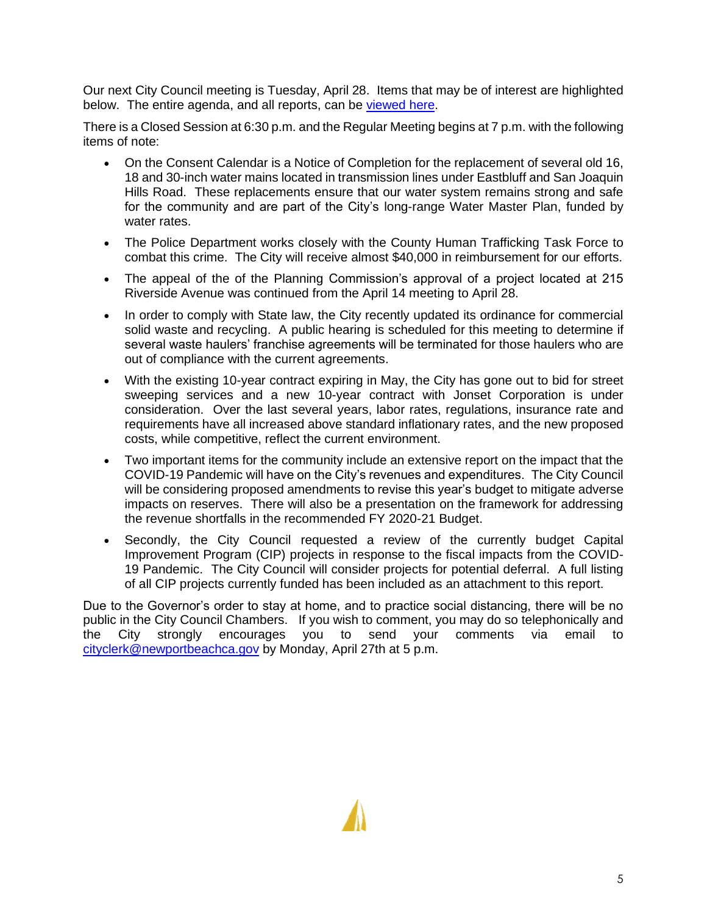Our next City Council meeting is Tuesday, April 28. Items that may be of interest are highlighted below. The entire agenda, and all reports, can be [viewed here](#).

There is a Closed Session at 6:30 p.m. and the Regular Meeting begins at 7 p.m. with the following items of note:

- On the Consent Calendar is a Notice of Completion for the replacement of several old 16, 18 and 30-inch water mains located in transmission lines under Eastbluff and San Joaquin Hills Road. These replacements ensure that our water system remains strong and safe for the community and are part of the City's long-range Water Master Plan, funded by water rates.
- The Police Department works closely with the County Human Trafficking Task Force to combat this crime. The City will receive almost $40,000 in reimbursement for our efforts.
- The appeal of the of the Planning Commission's approval of a project located at 215 Riverside Avenue was continued from the April 14 meeting to April 28.
- In order to comply with State law, the City recently updated its ordinance for commercial solid waste and recycling. A public hearing is scheduled for this meeting to determine if several waste haulers' franchise agreements will be terminated for those haulers who are out of compliance with the current agreements.
- With the existing 10-year contract expiring in May, the City has gone out to bid for street sweeping services and a new 10-year contract with Jonset Corporation is under consideration. Over the last several years, labor rates, regulations, insurance rate and requirements have all increased above standard inflationary rates, and the new proposed costs, while competitive, reflect the current environment.
- Two important items for the community include an extensive report on the impact that the COVID-19 Pandemic will have on the City's revenues and expenditures. The City Council will be considering proposed amendments to revise this year's budget to mitigate adverse impacts on reserves. There will also be a presentation on the framework for addressing the revenue shortfalls in the recommended FY 2020-21 Budget.
- Secondly, the City Council requested a review of the currently budget Capital Improvement Program (CIP) projects in response to the fiscal impacts from the COVID-19 Pandemic. The City Council will consider projects for potential deferral. A full listing of all CIP projects currently funded has been included as an attachment to this report.

Due to the Governor's order to stay at home, and to practice social distancing, there will be no public in the City Council Chambers. If you wish to comment, you may do so telephonically and the City strongly encourages you to send your comments via email to [cityclerk@newportbeachca.gov](mailto:cityclerk@newportbeachca.gov) by Monday, April 27th at 5 p.m.